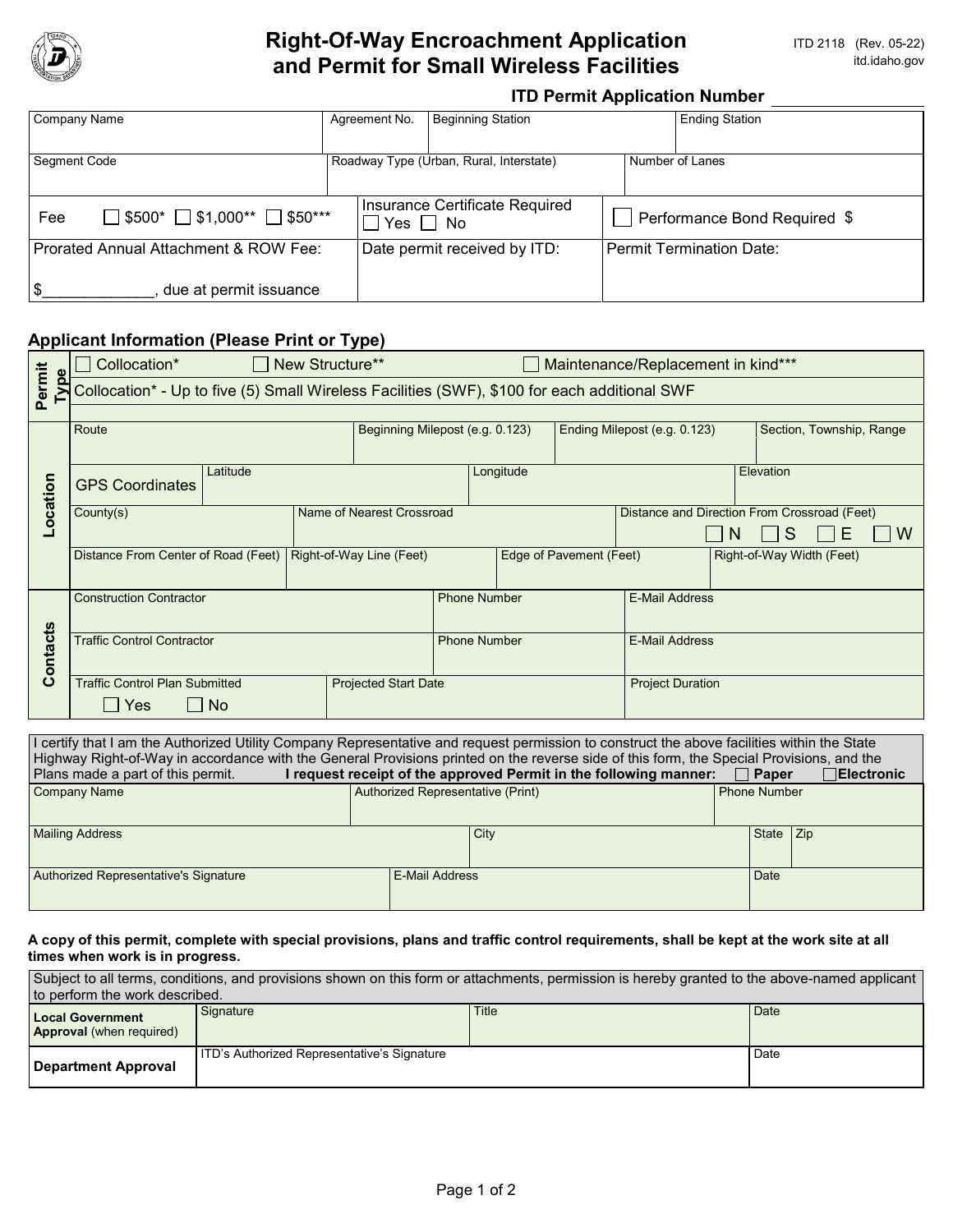# Right-Of-Way Encroachment Application and Permit for Small Wireless Facilities

ITD 2118 (Rev. 05-22)
itd.idaho.gov

**ITD Permit Application Number** ________________

| Company Name | Agreement No. | Beginning Station | Ending Station |
|---|---|---|---|
| | | | |

| Segment Code | Roadway Type (Urban, Rural, Interstate) | Number of Lanes |
|---|---|---|
| | | |

| Fee ☐ $500* ☐ $1,000** ☐ $50*** | Insurance Certificate Required ☐ Yes ☐ No | ☐ Performance Bond Required $ |
|---|---|---|
| Prorated Annual Attachment & ROW Fee: $_____________, due at permit issuance | Date permit received by ITD: | Permit Termination Date: |

## Applicant Information (Please Print or Type)

**Permit Type**

☐ Collocation* ☐ New Structure** ☐ Maintenance/Replacement in kind***

Collocation* - Up to five (5) Small Wireless Facilities (SWF), $100 for each additional SWF

**Location**

| Route | Beginning Milepost (e.g. 0.123) | Ending Milepost (e.g. 0.123) | Section, Township, Range |
|---|---|---|---|
| | | | |

| GPS Coordinates | Latitude | Longitude | Elevation |
|---|---|---|---|
| | | | |

| County(s) | Name of Nearest Crossroad | Distance and Direction From Crossroad (Feet) ☐ N ☐ S ☐ E ☐ W |
|---|---|---|
| | | |

| Distance From Center of Road (Feet) | Right-of-Way Line (Feet) | Edge of Pavement (Feet) | Right-of-Way Width (Feet) |
|---|---|---|---|
| | | | |

**Contacts**

| Construction Contractor | Phone Number | E-Mail Address |
|---|---|---|
| | | |
| **Traffic Control Contractor** | **Phone Number** | **E-Mail Address** |
| | | |

| Traffic Control Plan Submitted ☐ Yes ☐ No | Projected Start Date | Project Duration |
|---|---|---|
| | | |

I certify that I am the Authorized Utility Company Representative and request permission to construct the above facilities within the State Highway Right-of-Way in accordance with the General Provisions printed on the reverse side of this form, the Special Provisions, and the Plans made a part of this permit. **I request receipt of the approved Permit in the following manner:** ☐ **Paper** ☐ **Electronic**

| Company Name | Authorized Representative (Print) | Phone Number |
|---|---|---|
| | | |

| Mailing Address | City | State | Zip |
|---|---|---|---|
| | | | |

| Authorized Representative's Signature | E-Mail Address | Date |
|---|---|---|
| | | |

**A copy of this permit, complete with special provisions, plans and traffic control requirements, shall be kept at the work site at all times when work is in progress.**

Subject to all terms, conditions, and provisions shown on this form or attachments, permission is hereby granted to the above-named applicant to perform the work described.

| | Signature | Title | Date |
|---|---|---|---|
| **Local Government Approval** (when required) | | | |

| | ITD's Authorized Representative's Signature | Date |
|---|---|---|
| **Department Approval** | | |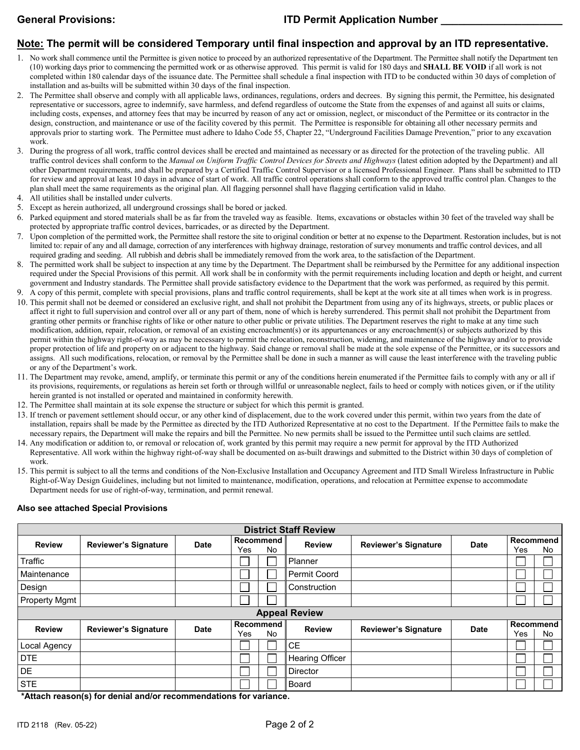**General Provisions:** **ITD Permit Application Number ____________________**

**Note: The permit will be considered Temporary until final inspection and approval by an ITD representative.**

1. No work shall commence until the Permittee is given notice to proceed by an authorized representative of the Department. The Permittee shall notify the Department ten (10) working days prior to commencing the permitted work or as otherwise approved. This permit is valid for 180 days and **SHALL BE VOID** if all work is not completed within 180 calendar days of the issuance date. The Permittee shall schedule a final inspection with ITD to be conducted within 30 days of completion of installation and as-builts will be submitted within 30 days of the final inspection.
2. The Permittee shall observe and comply with all applicable laws, ordinances, regulations, orders and decrees. By signing this permit, the Permittee, his designated representative or successors, agree to indemnify, save harmless, and defend regardless of outcome the State from the expenses of and against all suits or claims, including costs, expenses, and attorney fees that may be incurred by reason of any act or omission, neglect, or misconduct of the Permittee or its contractor in the design, construction, and maintenance or use of the facility covered by this permit. The Permittee is responsible for obtaining all other necessary permits and approvals prior to starting work. The Permittee must adhere to Idaho Code 55, Chapter 22, "Underground Facilities Damage Prevention," prior to any excavation work.
3. During the progress of all work, traffic control devices shall be erected and maintained as necessary or as directed for the protection of the traveling public. All traffic control devices shall conform to the *Manual on Uniform Traffic Control Devices for Streets and Highways* (latest edition adopted by the Department) and all other Department requirements, and shall be prepared by a Certified Traffic Control Supervisor or a licensed Professional Engineer. Plans shall be submitted to ITD for review and approval at least 10 days in advance of start of work. All traffic control operations shall conform to the approved traffic control plan. Changes to the plan shall meet the same requirements as the original plan. All flagging personnel shall have flagging certification valid in Idaho.
4. All utilities shall be installed under culverts.
5. Except as herein authorized, all underground crossings shall be bored or jacked.
6. Parked equipment and stored materials shall be as far from the traveled way as feasible. Items, excavations or obstacles within 30 feet of the traveled way shall be protected by appropriate traffic control devices, barricades, or as directed by the Department.
7. Upon completion of the permitted work, the Permittee shall restore the site to original condition or better at no expense to the Department. Restoration includes, but is not limited to: repair of any and all damage, correction of any interferences with highway drainage, restoration of survey monuments and traffic control devices, and all required grading and seeding. All rubbish and debris shall be immediately removed from the work area, to the satisfaction of the Department.
8. The permitted work shall be subject to inspection at any time by the Department. The Department shall be reimbursed by the Permittee for any additional inspection required under the Special Provisions of this permit. All work shall be in conformity with the permit requirements including location and depth or height, and current government and Industry standards. The Permittee shall provide satisfactory evidence to the Department that the work was performed, as required by this permit.
9. A copy of this permit, complete with special provisions, plans and traffic control requirements, shall be kept at the work site at all times when work is in progress.
10. This permit shall not be deemed or considered an exclusive right, and shall not prohibit the Department from using any of its highways, streets, or public places or affect it right to full supervision and control over all or any part of them, none of which is hereby surrendered. This permit shall not prohibit the Department from granting other permits or franchise rights of like or other nature to other public or private utilities. The Department reserves the right to make at any time such modification, addition, repair, relocation, or removal of an existing encroachment(s) or its appurtenances or any encroachment(s) or subjects authorized by this permit within the highway right-of-way as may be necessary to permit the relocation, reconstruction, widening, and maintenance of the highway and/or to provide proper protection of life and property on or adjacent to the highway. Said change or removal shall be made at the sole expense of the Permittee, or its successors and assigns. All such modifications, relocation, or removal by the Permittee shall be done in such a manner as will cause the least interference with the traveling public or any of the Department's work.
11. The Department may revoke, amend, amplify, or terminate this permit or any of the conditions herein enumerated if the Permittee fails to comply with any or all if its provisions, requirements, or regulations as herein set forth or through willful or unreasonable neglect, fails to heed or comply with notices given, or if the utility herein granted is not installed or operated and maintained in conformity herewith.
12. The Permittee shall maintain at its sole expense the structure or subject for which this permit is granted.
13. If trench or pavement settlement should occur, or any other kind of displacement, due to the work covered under this permit, within two years from the date of installation, repairs shall be made by the Permittee as directed by the ITD Authorized Representative at no cost to the Department. If the Permittee fails to make the necessary repairs, the Department will make the repairs and bill the Permittee. No new permits shall be issued to the Permittee until such claims are settled.
14. Any modification or addition to, or removal or relocation of, work granted by this permit may require a new permit for approval by the ITD Authorized Representative. All work within the highway right-of-way shall be documented on as-built drawings and submitted to the District within 30 days of completion of work.
15. This permit is subject to all the terms and conditions of the Non-Exclusive Installation and Occupancy Agreement and ITD Small Wireless Infrastructure in Public Right-of-Way Design Guidelines, including but not limited to maintenance, modification, operations, and relocation at Permittee expense to accommodate Department needs for use of right-of-way, termination, and permit renewal.

**Also see attached Special Provisions**

| District Staff Review | | | | | | | | | |
|---|---|---|---|---|---|---|---|---|---|
| **Review** | **Reviewer's Signature** | **Date** | **Recommend** Yes | No | **Review** | **Reviewer's Signature** | **Date** | **Recommend** Yes | No |
| Traffic | | | ☐ | ☐ | Planner | | | ☐ | ☐ |
| Maintenance | | | ☐ | ☐ | Permit Coord | | | ☐ | ☐ |
| Design | | | ☐ | ☐ | Construction | | | ☐ | ☐ |
| Property Mgmt | | | ☐ | ☐ | | | | ☐ | ☐ |
| **Appeal Review** | | | | | | | | | |
| **Review** | **Reviewer's Signature** | **Date** | **Recommend** Yes | No | **Review** | **Reviewer's Signature** | **Date** | **Recommend** Yes | No |
| Local Agency | | | ☐ | ☐ | CE | | | ☐ | ☐ |
| DTE | | | ☐ | ☐ | Hearing Officer | | | ☐ | ☐ |
| DE | | | ☐ | ☐ | Director | | | ☐ | ☐ |
| STE | | | ☐ | ☐ | Board | | | ☐ | ☐ |

**\*Attach reason(s) for denial and/or recommendations for variance.**

ITD 2118 (Rev. 05-22)